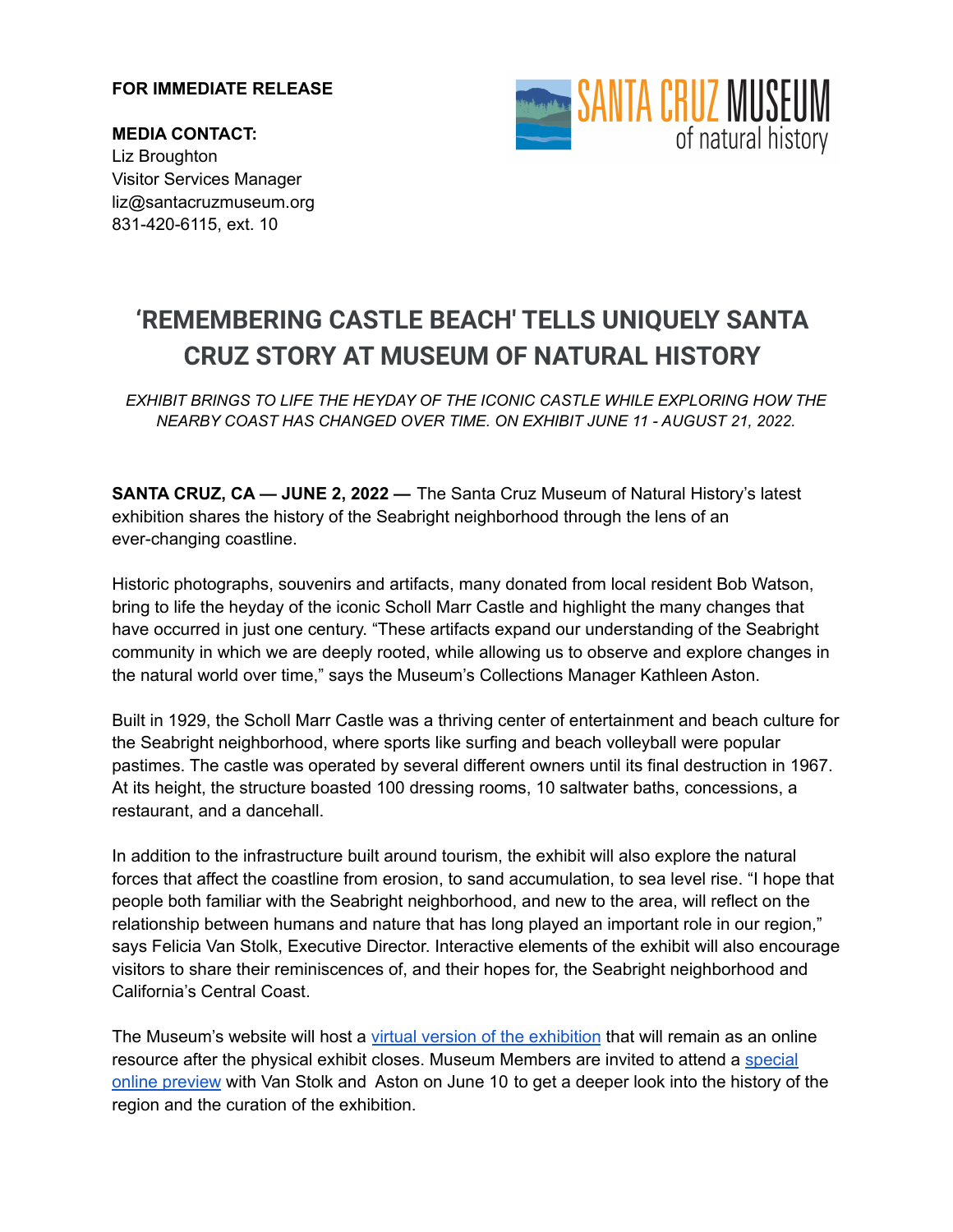**FOR IMMEDIATE RELEASE**

**MEDIA CONTACT:**
Liz Broughton
Visitor Services Manager
liz@santacruzmuseum.org
831-420-6115, ext. 10

SANTA CRUZ MUSEUM of natural history

# 'REMEMBERING CASTLE BEACH' TELLS UNIQUELY SANTA CRUZ STORY AT MUSEUM OF NATURAL HISTORY

*EXHIBIT BRINGS TO LIFE THE HEYDAY OF THE ICONIC CASTLE WHILE EXPLORING HOW THE NEARBY COAST HAS CHANGED OVER TIME. ON EXHIBIT JUNE 11 - AUGUST 21, 2022.*

**SANTA CRUZ, CA — JUNE 2, 2022 —** The Santa Cruz Museum of Natural History's latest exhibition shares the history of the Seabright neighborhood through the lens of an ever-changing coastline.

Historic photographs, souvenirs and artifacts, many donated from local resident Bob Watson, bring to life the heyday of the iconic Scholl Marr Castle and highlight the many changes that have occurred in just one century. "These artifacts expand our understanding of the Seabright community in which we are deeply rooted, while allowing us to observe and explore changes in the natural world over time," says the Museum's Collections Manager Kathleen Aston.

Built in 1929, the Scholl Marr Castle was a thriving center of entertainment and beach culture for the Seabright neighborhood, where sports like surfing and beach volleyball were popular pastimes. The castle was operated by several different owners until its final destruction in 1967. At its height, the structure boasted 100 dressing rooms, 10 saltwater baths, concessions, a restaurant, and a dancehall.

In addition to the infrastructure built around tourism, the exhibit will also explore the natural forces that affect the coastline from erosion, to sand accumulation, to sea level rise. "I hope that people both familiar with the Seabright neighborhood, and new to the area, will reflect on the relationship between humans and nature that has long played an important role in our region," says Felicia Van Stolk, Executive Director. Interactive elements of the exhibit will also encourage visitors to share their reminiscences of, and their hopes for, the Seabright neighborhood and California's Central Coast.

The Museum's website will host a virtual version of the exhibition that will remain as an online resource after the physical exhibit closes. Museum Members are invited to attend a special online preview with Van Stolk and Aston on June 10 to get a deeper look into the history of the region and the curation of the exhibition.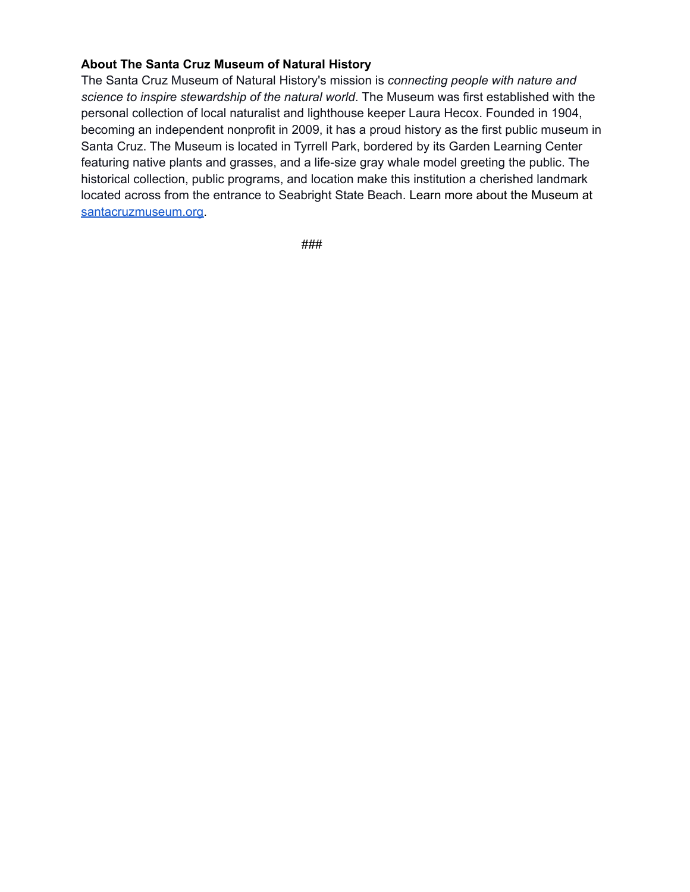**About The Santa Cruz Museum of Natural History**

The Santa Cruz Museum of Natural History's mission is *connecting people with nature and science to inspire stewardship of the natural world*. The Museum was first established with the personal collection of local naturalist and lighthouse keeper Laura Hecox. Founded in 1904, becoming an independent nonprofit in 2009, it has a proud history as the first public museum in Santa Cruz. The Museum is located in Tyrrell Park, bordered by its Garden Learning Center featuring native plants and grasses, and a life-size gray whale model greeting the public. The historical collection, public programs, and location make this institution a cherished landmark located across from the entrance to Seabright State Beach. Learn more about the Museum at [santacruzmuseum.org](santacruzmuseum.org).

###